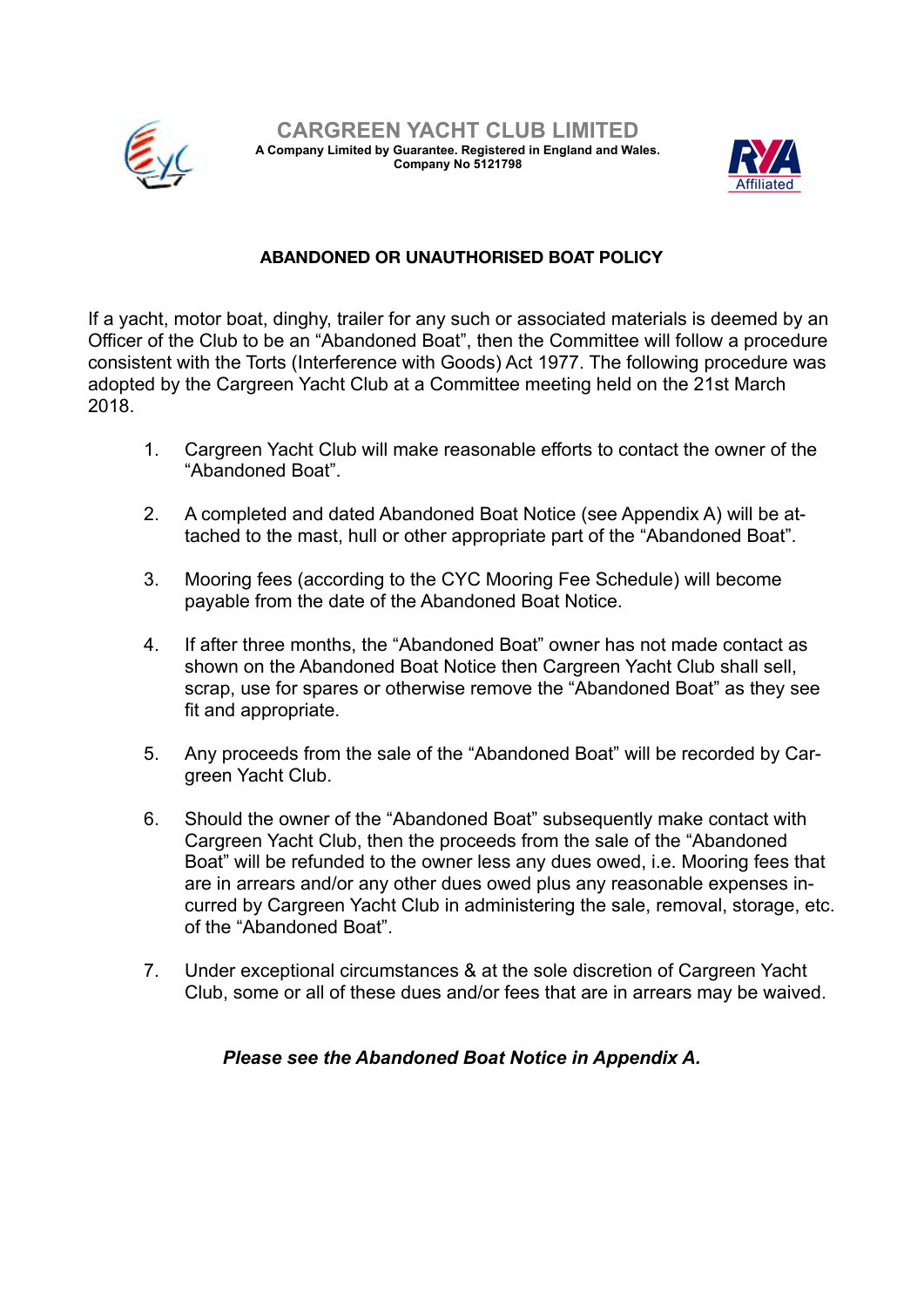# CARGREEN YACHT CLUB LIMITED

**A Company Limited by Guarantee. Registered in England and Wales.**
**Company No 5121798**

## ABANDONED OR UNAUTHORISED BOAT POLICY

If a yacht, motor boat, dinghy, trailer for any such or associated materials is deemed by an Officer of the Club to be an "Abandoned Boat", then the Committee will follow a procedure consistent with the Torts (Interference with Goods) Act 1977. The following procedure was adopted by the Cargreen Yacht Club at a Committee meeting held on the 21st March 2018.

1. Cargreen Yacht Club will make reasonable efforts to contact the owner of the "Abandoned Boat".

2. A completed and dated Abandoned Boat Notice (see Appendix A) will be attached to the mast, hull or other appropriate part of the "Abandoned Boat".

3. Mooring fees (according to the CYC Mooring Fee Schedule) will become payable from the date of the Abandoned Boat Notice.

4. If after three months, the "Abandoned Boat" owner has not made contact as shown on the Abandoned Boat Notice then Cargreen Yacht Club shall sell, scrap, use for spares or otherwise remove the "Abandoned Boat" as they see fit and appropriate.

5. Any proceeds from the sale of the "Abandoned Boat" will be recorded by Cargreen Yacht Club.

6. Should the owner of the "Abandoned Boat" subsequently make contact with Cargreen Yacht Club, then the proceeds from the sale of the "Abandoned Boat" will be refunded to the owner less any dues owed, i.e. Mooring fees that are in arrears and/or any other dues owed plus any reasonable expenses incurred by Cargreen Yacht Club in administering the sale, removal, storage, etc. of the "Abandoned Boat".

7. Under exceptional circumstances & at the sole discretion of Cargreen Yacht Club, some or all of these dues and/or fees that are in arrears may be waived.

***Please see the Abandoned Boat Notice in Appendix A.***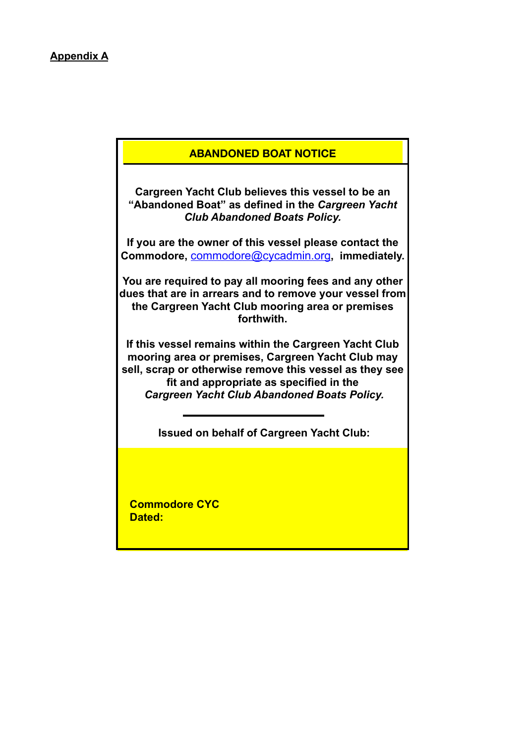**Appendix A**

## ABANDONED BOAT NOTICE

**Cargreen Yacht Club believes this vessel to be an "Abandoned Boat" as defined in the *Cargreen Yacht Club Abandoned Boats Policy.***

**If you are the owner of this vessel please contact the Commodore, commodore@cycadmin.org, immediately.**

**You are required to pay all mooring fees and any other dues that are in arrears and to remove your vessel from the Cargreen Yacht Club mooring area or premises forthwith.**

**If this vessel remains within the Cargreen Yacht Club mooring area or premises, Cargreen Yacht Club may sell, scrap or otherwise remove this vessel as they see fit and appropriate as specified in the *Cargreen Yacht Club Abandoned Boats Policy.***

---

**Issued on behalf of Cargreen Yacht Club:**

**Commodore CYC**
**Dated:**